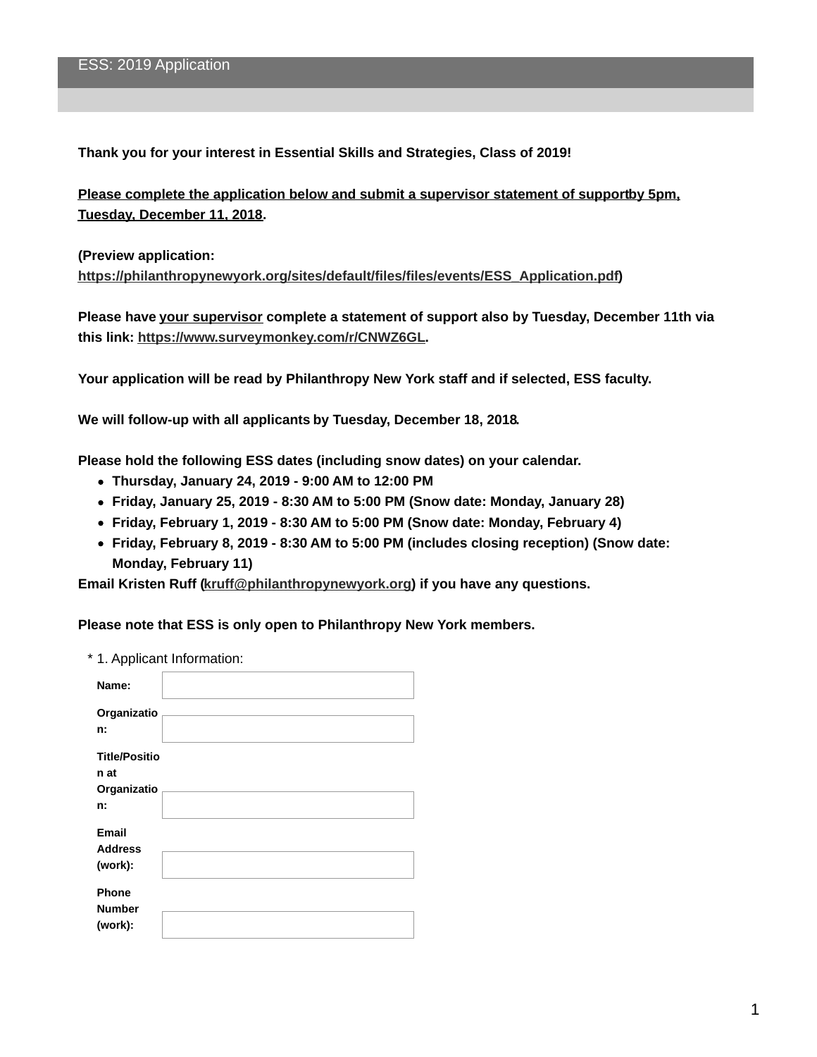# ESS: 2019 Application

**Thank you for your interest in Essential Skills and Strategies, Class of 2019!**

**Please complete the application below and submit a supervisor statement of support by 5pm, Tuesday, December 11, 2018.**

**(Preview application: https://philanthropynewyork.org/sites/default/files/files/events/ESS_Application.pdf)**

**Please have your supervisor complete a statement of support also by Tuesday, December 11th via this link: https://www.surveymonkey.com/r/CNWZ6GL.**

**Your application will be read by Philanthropy New York staff and if selected, ESS faculty.**

**We will follow-up with all applicants by Tuesday, December 18, 2018.**

**Please hold the following ESS dates (including snow dates) on your calendar.**

- **Thursday, January 24, 2019 - 9:00 AM to 12:00 PM**
- **Friday, January 25, 2019 - 8:30 AM to 5:00 PM (Snow date: Monday, January 28)**
- **Friday, February 1, 2019 - 8:30 AM to 5:00 PM (Snow date: Monday, February 4)**
- **Friday, February 8, 2019 - 8:30 AM to 5:00 PM (includes closing reception) (Snow date: Monday, February 11)**

**Email Kristen Ruff (kruff@philanthropynewyork.org) if you have any questions.**

**Please note that ESS is only open to Philanthropy New York members.**

\* 1. Applicant Information:

| | |
|---|---|
| **Name:** | |
| **Organization:** | |
| **Title/Position at Organization:** | |
| **Email Address (work):** | |
| **Phone Number (work):** | |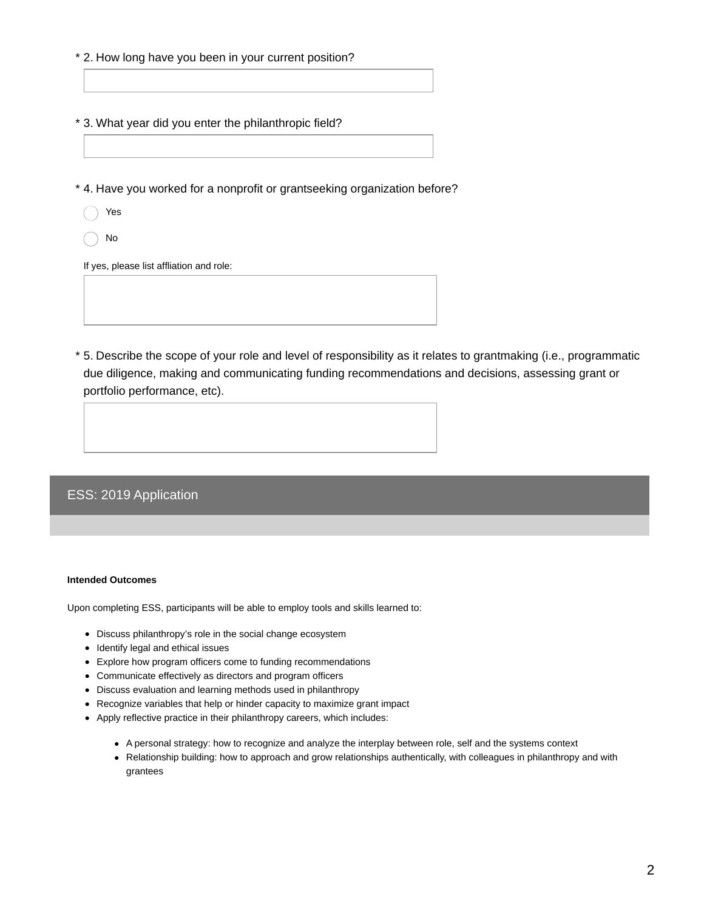\* 2. How long have you been in your current position?

\* 3. What year did you enter the philanthropic field?

\* 4. Have you worked for a nonprofit or grantseeking organization before?

- ◯ Yes
- ◯ No

If yes, please list affliation and role:

\* 5. Describe the scope of your role and level of responsibility as it relates to grantmaking (i.e., programmatic due diligence, making and communicating funding recommendations and decisions, assessing grant or portfolio performance, etc).

## ESS: 2019 Application

**Intended Outcomes**

Upon completing ESS, participants will be able to employ tools and skills learned to:

- Discuss philanthropy's role in the social change ecosystem
- Identify legal and ethical issues
- Explore how program officers come to funding recommendations
- Communicate effectively as directors and program officers
- Discuss evaluation and learning methods used in philanthropy
- Recognize variables that help or hinder capacity to maximize grant impact
- Apply reflective practice in their philanthropy careers, which includes:
    - A personal strategy: how to recognize and analyze the interplay between role, self and the systems context
    - Relationship building: how to approach and grow relationships authentically, with colleagues in philanthropy and with grantees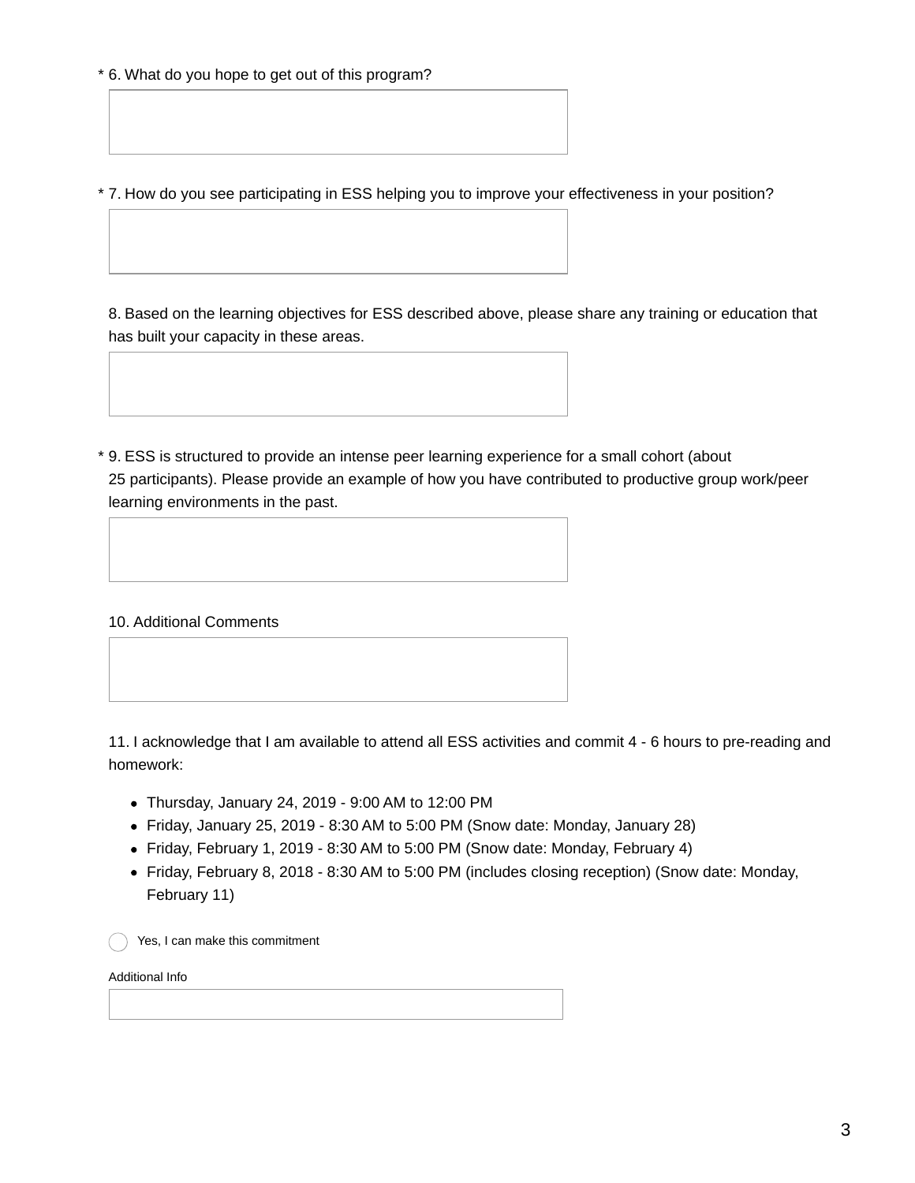\* 6. What do you hope to get out of this program?

\* 7. How do you see participating in ESS helping you to improve your effectiveness in your position?

8. Based on the learning objectives for ESS described above, please share any training or education that has built your capacity in these areas.

\* 9. ESS is structured to provide an intense peer learning experience for a small cohort (about 25 participants). Please provide an example of how you have contributed to productive group work/peer learning environments in the past.

10. Additional Comments

11. I acknowledge that I am available to attend all ESS activities and commit 4 - 6 hours to pre-reading and homework:

- Thursday, January 24, 2019 - 9:00 AM to 12:00 PM
- Friday, January 25, 2019 - 8:30 AM to 5:00 PM (Snow date: Monday, January 28)
- Friday, February 1, 2019 - 8:30 AM to 5:00 PM (Snow date: Monday, February 4)
- Friday, February 8, 2018 - 8:30 AM to 5:00 PM (includes closing reception) (Snow date: Monday, February 11)

○ Yes, I can make this commitment

Additional Info